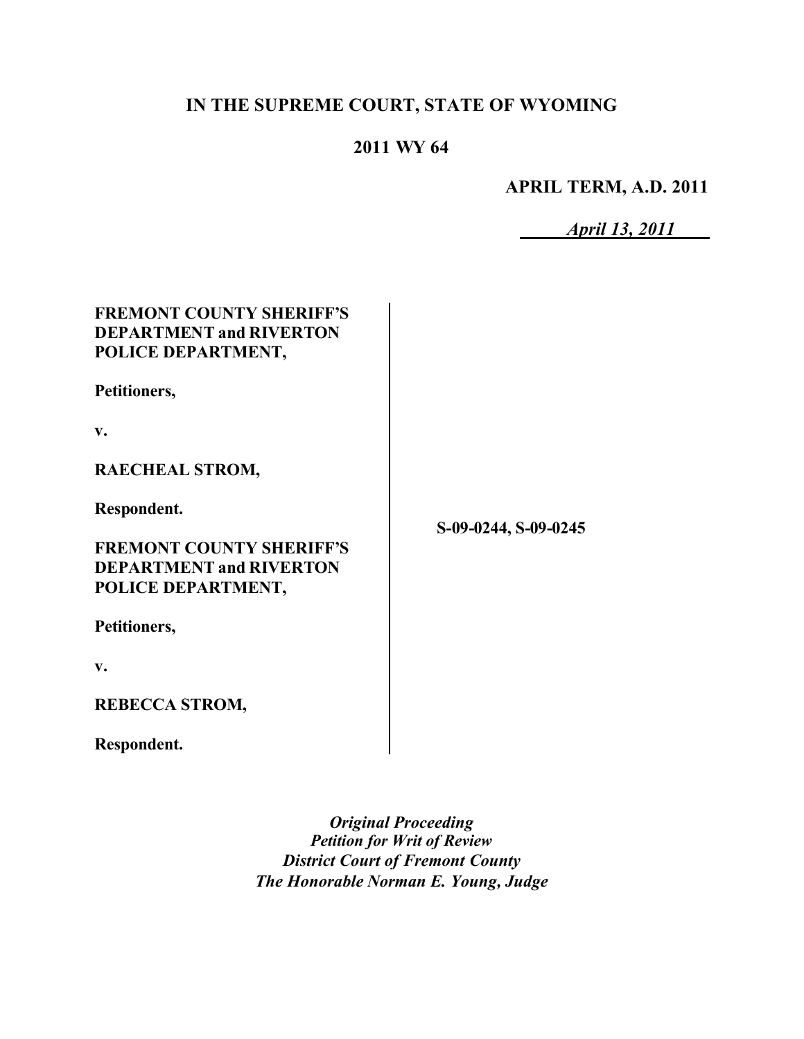**IN THE SUPREME COURT, STATE OF WYOMING**

**2011 WY 64**

**APRIL TERM, A.D. 2011**

*April 13, 2011*

| | |
|---|---|
| **FREMONT COUNTY SHERIFF'S DEPARTMENT and RIVERTON POLICE DEPARTMENT,**<br><br>**Petitioners,**<br><br>**v.**<br><br>**RAECHEAL STROM,**<br><br>**Respondent.**<br><br>**FREMONT COUNTY SHERIFF'S DEPARTMENT and RIVERTON POLICE DEPARTMENT,**<br><br>**Petitioners,**<br><br>**v.**<br><br>**REBECCA STROM,**<br><br>**Respondent.** | **S-09-0244, S-09-0245** |

***Original Proceeding***
***Petition for Writ of Review***
***District Court of Fremont County***
***The Honorable Norman E. Young, Judge***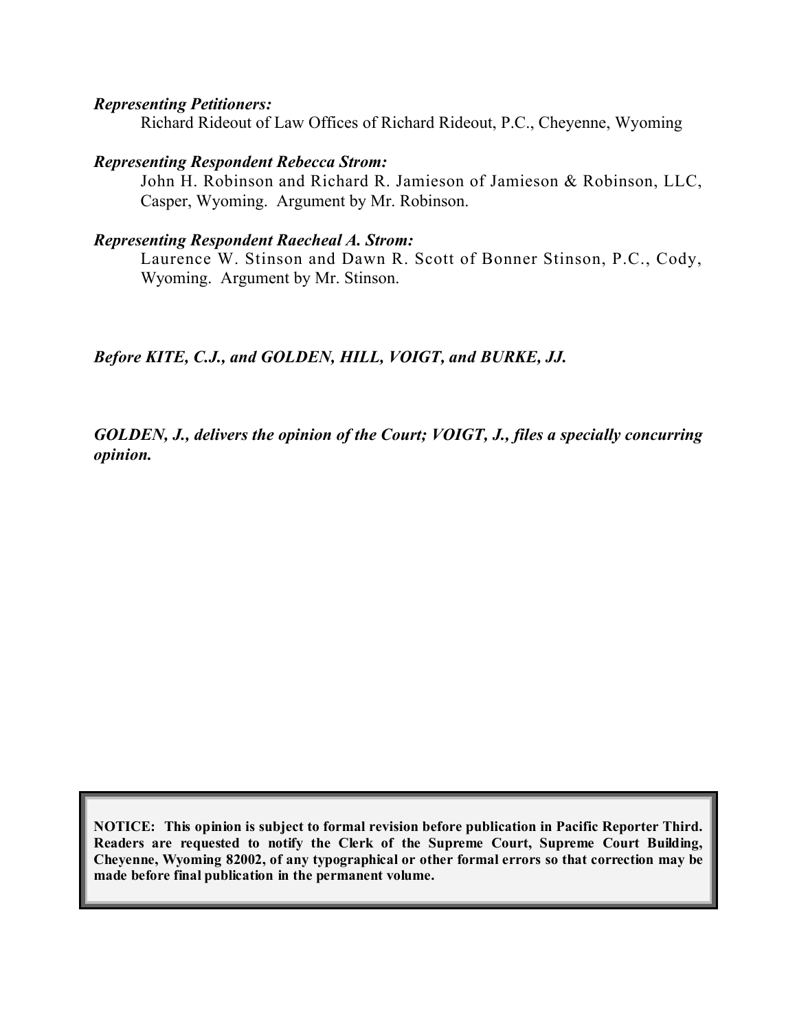***Representing Petitioners:***

Richard Rideout of Law Offices of Richard Rideout, P.C., Cheyenne, Wyoming

***Representing Respondent Rebecca Strom:***

John H. Robinson and Richard R. Jamieson of Jamieson & Robinson, LLC, Casper, Wyoming. Argument by Mr. Robinson.

***Representing Respondent Raecheal A. Strom:***

Laurence W. Stinson and Dawn R. Scott of Bonner Stinson, P.C., Cody, Wyoming. Argument by Mr. Stinson.

***Before KITE, C.J., and GOLDEN, HILL, VOIGT, and BURKE, JJ.***

***GOLDEN, J., delivers the opinion of the Court; VOIGT, J., files a specially concurring opinion.***

**NOTICE: This opinion is subject to formal revision before publication in Pacific Reporter Third. Readers are requested to notify the Clerk of the Supreme Court, Supreme Court Building, Cheyenne, Wyoming 82002, of any typographical or other formal errors so that correction may be made before final publication in the permanent volume.**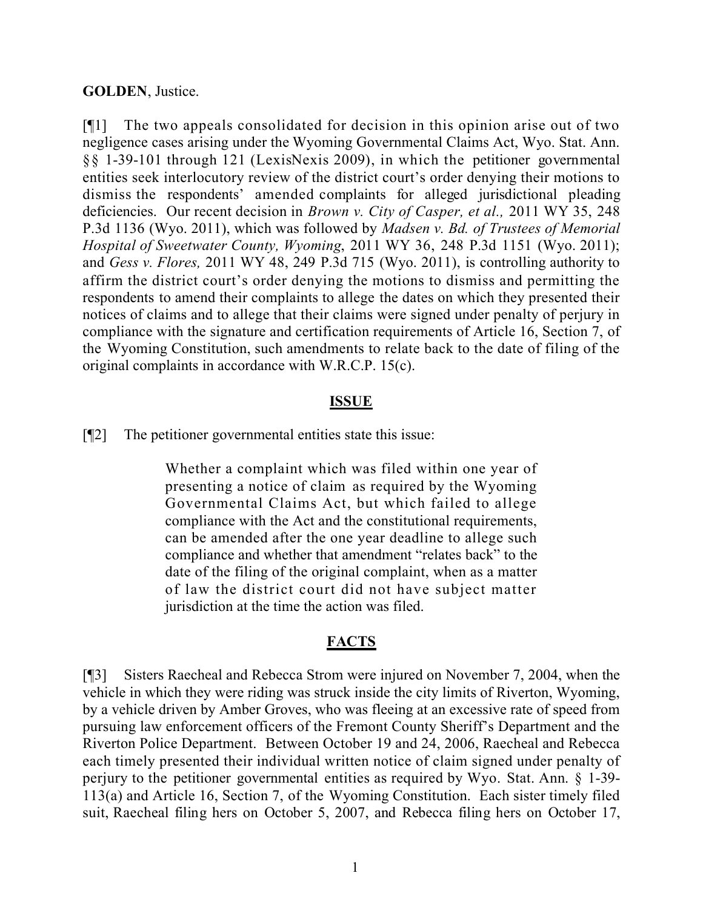**GOLDEN**, Justice.

[¶1] The two appeals consolidated for decision in this opinion arise out of two negligence cases arising under the Wyoming Governmental Claims Act, Wyo. Stat. Ann. §§ 1-39-101 through 121 (LexisNexis 2009), in which the petitioner governmental entities seek interlocutory review of the district court's order denying their motions to dismiss the respondents' amended complaints for alleged jurisdictional pleading deficiencies. Our recent decision in *Brown v. City of Casper, et al.,* 2011 WY 35, 248 P.3d 1136 (Wyo. 2011), which was followed by *Madsen v. Bd. of Trustees of Memorial Hospital of Sweetwater County, Wyoming*, 2011 WY 36, 248 P.3d 1151 (Wyo. 2011); and *Gess v. Flores,* 2011 WY 48, 249 P.3d 715 (Wyo. 2011), is controlling authority to affirm the district court's order denying the motions to dismiss and permitting the respondents to amend their complaints to allege the dates on which they presented their notices of claims and to allege that their claims were signed under penalty of perjury in compliance with the signature and certification requirements of Article 16, Section 7, of the Wyoming Constitution, such amendments to relate back to the date of filing of the original complaints in accordance with W.R.C.P. 15(c).

## ISSUE

[¶2] The petitioner governmental entities state this issue:

> Whether a complaint which was filed within one year of presenting a notice of claim as required by the Wyoming Governmental Claims Act, but which failed to allege compliance with the Act and the constitutional requirements, can be amended after the one year deadline to allege such compliance and whether that amendment "relates back" to the date of the filing of the original complaint, when as a matter of law the district court did not have subject matter jurisdiction at the time the action was filed.

## FACTS

[¶3] Sisters Raecheal and Rebecca Strom were injured on November 7, 2004, when the vehicle in which they were riding was struck inside the city limits of Riverton, Wyoming, by a vehicle driven by Amber Groves, who was fleeing at an excessive rate of speed from pursuing law enforcement officers of the Fremont County Sheriff's Department and the Riverton Police Department. Between October 19 and 24, 2006, Raecheal and Rebecca each timely presented their individual written notice of claim signed under penalty of perjury to the petitioner governmental entities as required by Wyo. Stat. Ann. § 1-39-113(a) and Article 16, Section 7, of the Wyoming Constitution. Each sister timely filed suit, Raecheal filing hers on October 5, 2007, and Rebecca filing hers on October 17,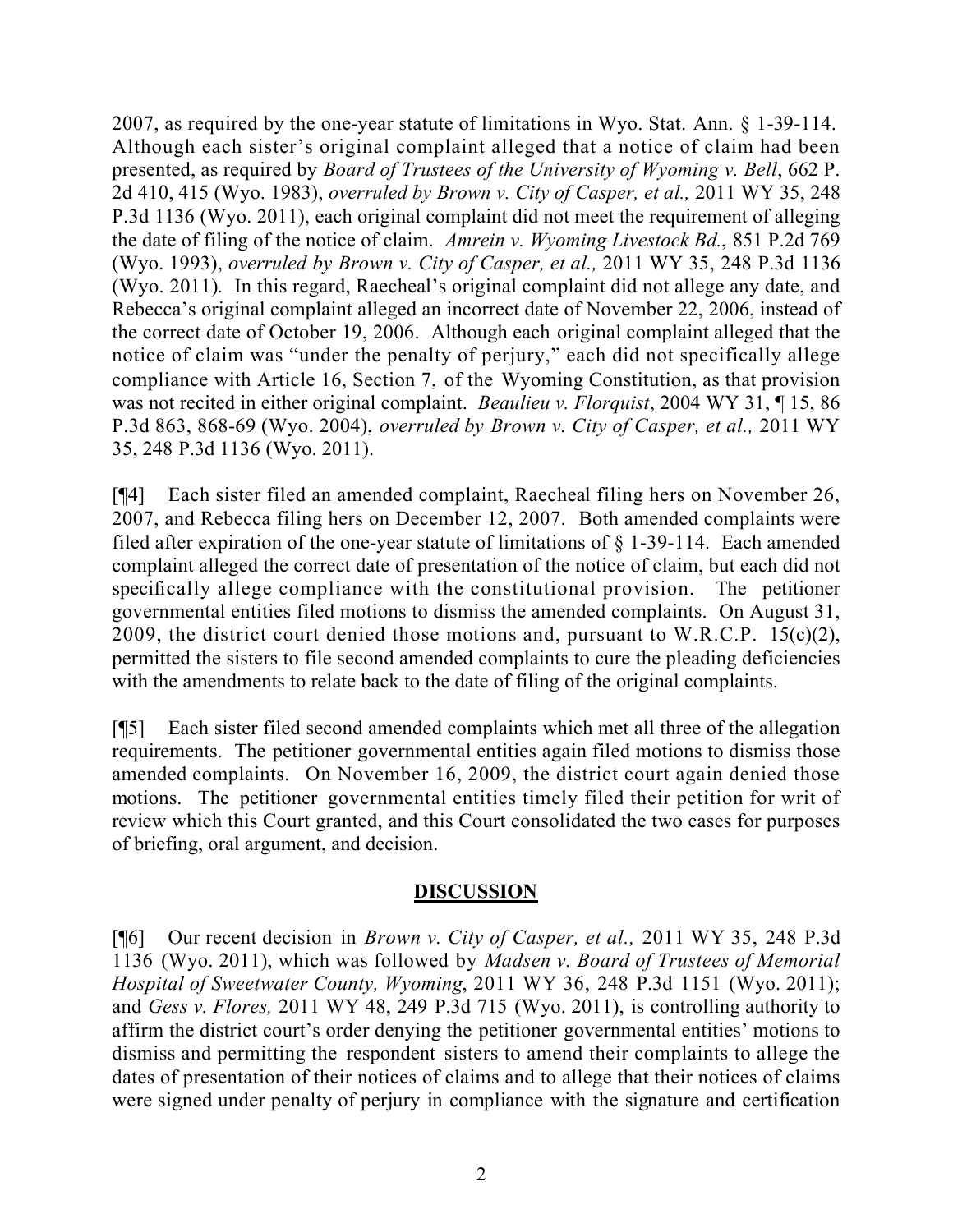2007, as required by the one-year statute of limitations in Wyo. Stat. Ann. § 1-39-114. Although each sister's original complaint alleged that a notice of claim had been presented, as required by *Board of Trustees of the University of Wyoming v. Bell*, 662 P. 2d 410, 415 (Wyo. 1983), *overruled by Brown v. City of Casper, et al.,* 2011 WY 35, 248 P.3d 1136 (Wyo. 2011), each original complaint did not meet the requirement of alleging the date of filing of the notice of claim. *Amrein v. Wyoming Livestock Bd.*, 851 P.2d 769 (Wyo. 1993), *overruled by Brown v. City of Casper, et al.,* 2011 WY 35, 248 P.3d 1136 (Wyo. 2011). In this regard, Raecheal's original complaint did not allege any date, and Rebecca's original complaint alleged an incorrect date of November 22, 2006, instead of the correct date of October 19, 2006. Although each original complaint alleged that the notice of claim was "under the penalty of perjury," each did not specifically allege compliance with Article 16, Section 7, of the Wyoming Constitution, as that provision was not recited in either original complaint. *Beaulieu v. Florquist*, 2004 WY 31, ¶ 15, 86 P.3d 863, 868-69 (Wyo. 2004), *overruled by Brown v. City of Casper, et al.,* 2011 WY 35, 248 P.3d 1136 (Wyo. 2011).

[¶4] Each sister filed an amended complaint, Raecheal filing hers on November 26, 2007, and Rebecca filing hers on December 12, 2007. Both amended complaints were filed after expiration of the one-year statute of limitations of § 1-39-114. Each amended complaint alleged the correct date of presentation of the notice of claim, but each did not specifically allege compliance with the constitutional provision. The petitioner governmental entities filed motions to dismiss the amended complaints. On August 31, 2009, the district court denied those motions and, pursuant to W.R.C.P. 15(c)(2), permitted the sisters to file second amended complaints to cure the pleading deficiencies with the amendments to relate back to the date of filing of the original complaints.

[¶5] Each sister filed second amended complaints which met all three of the allegation requirements. The petitioner governmental entities again filed motions to dismiss those amended complaints. On November 16, 2009, the district court again denied those motions. The petitioner governmental entities timely filed their petition for writ of review which this Court granted, and this Court consolidated the two cases for purposes of briefing, oral argument, and decision.

## DISCUSSION

[¶6] Our recent decision in *Brown v. City of Casper, et al.,* 2011 WY 35, 248 P.3d 1136 (Wyo. 2011), which was followed by *Madsen v. Board of Trustees of Memorial Hospital of Sweetwater County, Wyoming*, 2011 WY 36, 248 P.3d 1151 (Wyo. 2011); and *Gess v. Flores,* 2011 WY 48, 249 P.3d 715 (Wyo. 2011), is controlling authority to affirm the district court's order denying the petitioner governmental entities' motions to dismiss and permitting the respondent sisters to amend their complaints to allege the dates of presentation of their notices of claims and to allege that their notices of claims were signed under penalty of perjury in compliance with the signature and certification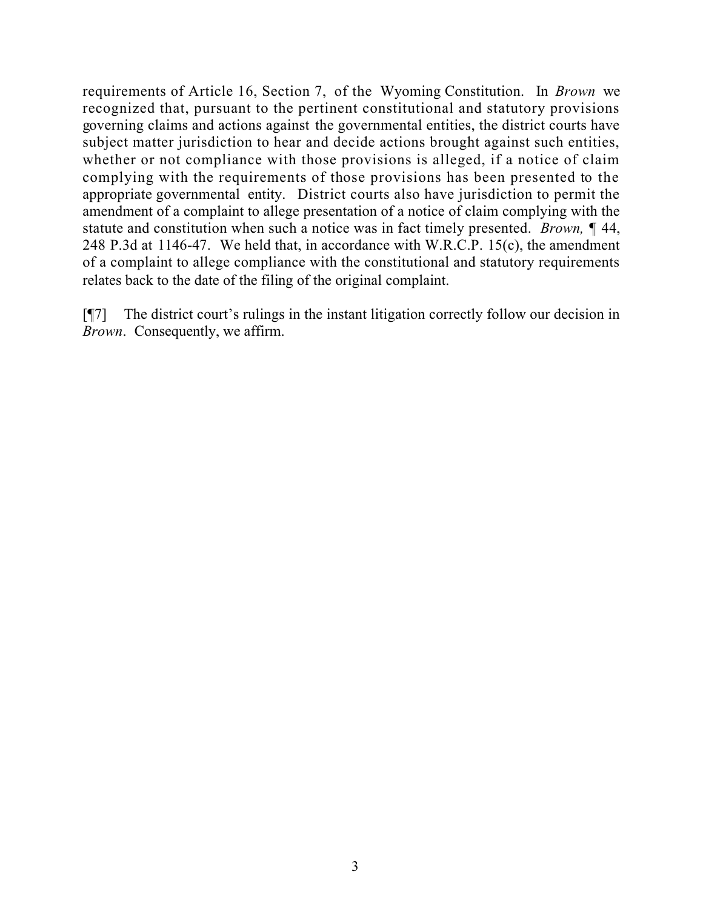requirements of Article 16, Section 7, of the Wyoming Constitution. In *Brown* we recognized that, pursuant to the pertinent constitutional and statutory provisions governing claims and actions against the governmental entities, the district courts have subject matter jurisdiction to hear and decide actions brought against such entities, whether or not compliance with those provisions is alleged, if a notice of claim complying with the requirements of those provisions has been presented to the appropriate governmental entity. District courts also have jurisdiction to permit the amendment of a complaint to allege presentation of a notice of claim complying with the statute and constitution when such a notice was in fact timely presented. *Brown,* ¶ 44, 248 P.3d at 1146-47. We held that, in accordance with W.R.C.P. 15(c), the amendment of a complaint to allege compliance with the constitutional and statutory requirements relates back to the date of the filing of the original complaint.

[¶7] The district court's rulings in the instant litigation correctly follow our decision in *Brown*. Consequently, we affirm.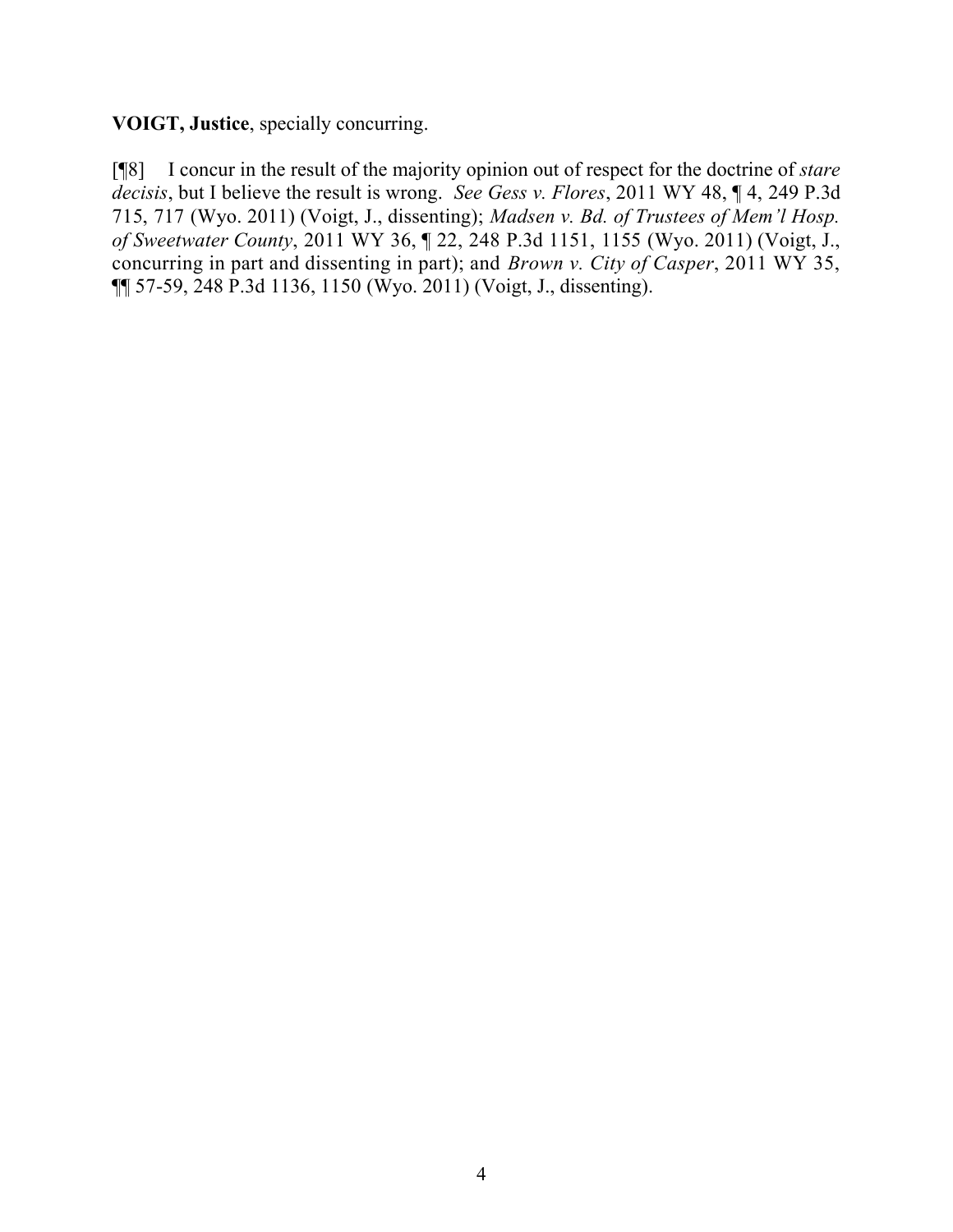**VOIGT, Justice**, specially concurring.

[¶8] I concur in the result of the majority opinion out of respect for the doctrine of *stare decisis*, but I believe the result is wrong. *See Gess v. Flores*, 2011 WY 48, ¶ 4, 249 P.3d 715, 717 (Wyo. 2011) (Voigt, J., dissenting); *Madsen v. Bd. of Trustees of Mem'l Hosp. of Sweetwater County*, 2011 WY 36, ¶ 22, 248 P.3d 1151, 1155 (Wyo. 2011) (Voigt, J., concurring in part and dissenting in part); and *Brown v. City of Casper*, 2011 WY 35, ¶¶ 57-59, 248 P.3d 1136, 1150 (Wyo. 2011) (Voigt, J., dissenting).